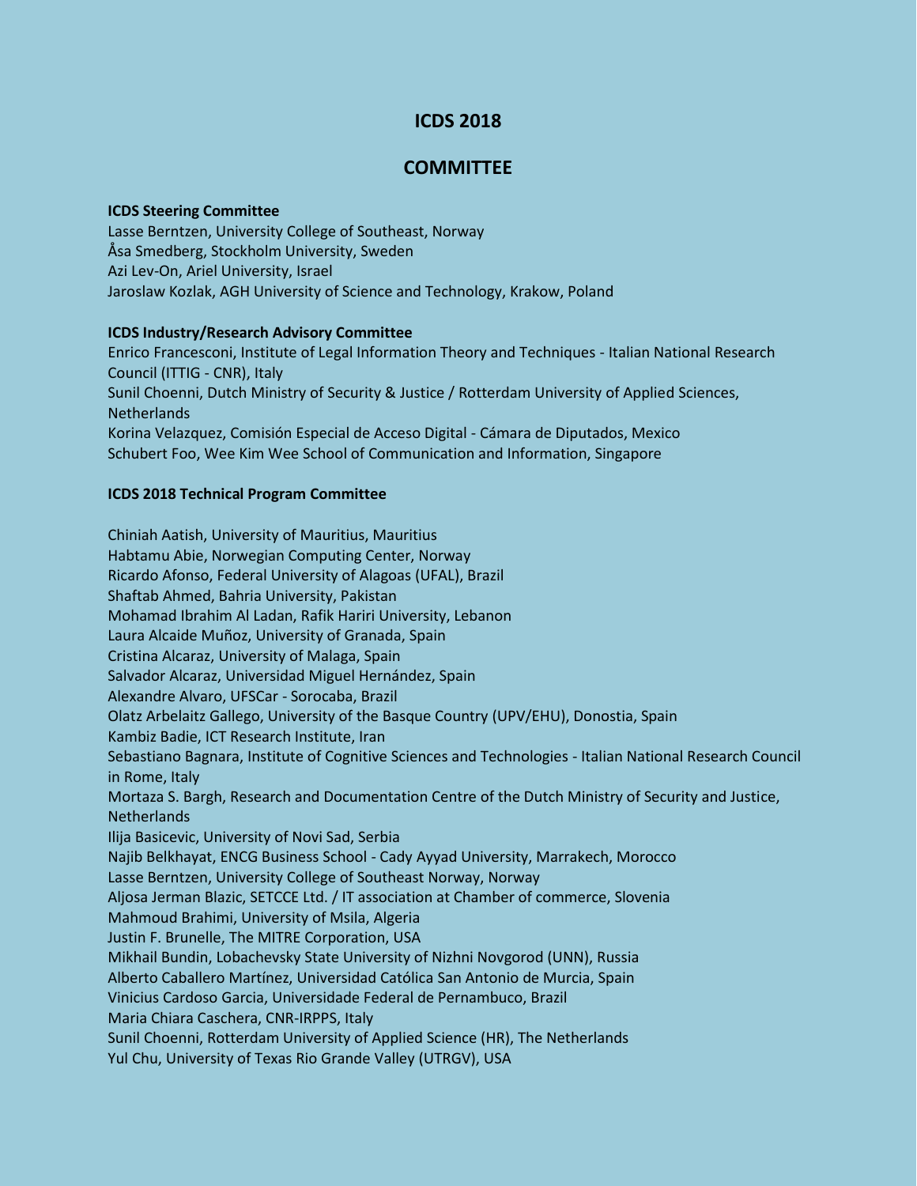# ICDS 2018

## COMMITTEE

**ICDS Steering Committee**

Lasse Berntzen, University College of Southeast, Norway
Åsa Smedberg, Stockholm University, Sweden
Azi Lev-On, Ariel University, Israel
Jaroslaw Kozlak, AGH University of Science and Technology, Krakow, Poland

**ICDS Industry/Research Advisory Committee**

Enrico Francesconi, Institute of Legal Information Theory and Techniques - Italian National Research Council (ITTIG - CNR), Italy
Sunil Choenni, Dutch Ministry of Security & Justice / Rotterdam University of Applied Sciences, Netherlands
Korina Velazquez, Comisión Especial de Acceso Digital - Cámara de Diputados, Mexico
Schubert Foo, Wee Kim Wee School of Communication and Information, Singapore

**ICDS 2018 Technical Program Committee**

Chiniah Aatish, University of Mauritius, Mauritius
Habtamu Abie, Norwegian Computing Center, Norway
Ricardo Afonso, Federal University of Alagoas (UFAL), Brazil
Shaftab Ahmed, Bahria University, Pakistan
Mohamad Ibrahim Al Ladan, Rafik Hariri University, Lebanon
Laura Alcaide Muñoz, University of Granada, Spain
Cristina Alcaraz, University of Malaga, Spain
Salvador Alcaraz, Universidad Miguel Hernández, Spain
Alexandre Alvaro, UFSCar - Sorocaba, Brazil
Olatz Arbelaitz Gallego, University of the Basque Country (UPV/EHU), Donostia, Spain
Kambiz Badie, ICT Research Institute, Iran
Sebastiano Bagnara, Institute of Cognitive Sciences and Technologies - Italian National Research Council in Rome, Italy
Mortaza S. Bargh, Research and Documentation Centre of the Dutch Ministry of Security and Justice, Netherlands
Ilija Basicevic, University of Novi Sad, Serbia
Najib Belkhayat, ENCG Business School - Cady Ayyad University, Marrakech, Morocco
Lasse Berntzen, University College of Southeast Norway, Norway
Aljosa Jerman Blazic, SETCCE Ltd. / IT association at Chamber of commerce, Slovenia
Mahmoud Brahimi, University of Msila, Algeria
Justin F. Brunelle, The MITRE Corporation, USA
Mikhail Bundin, Lobachevsky State University of Nizhni Novgorod (UNN), Russia
Alberto Caballero Martínez, Universidad Católica San Antonio de Murcia, Spain
Vinicius Cardoso Garcia, Universidade Federal de Pernambuco, Brazil
Maria Chiara Caschera, CNR-IRPPS, Italy
Sunil Choenni, Rotterdam University of Applied Science (HR), The Netherlands
Yul Chu, University of Texas Rio Grande Valley (UTRGV), USA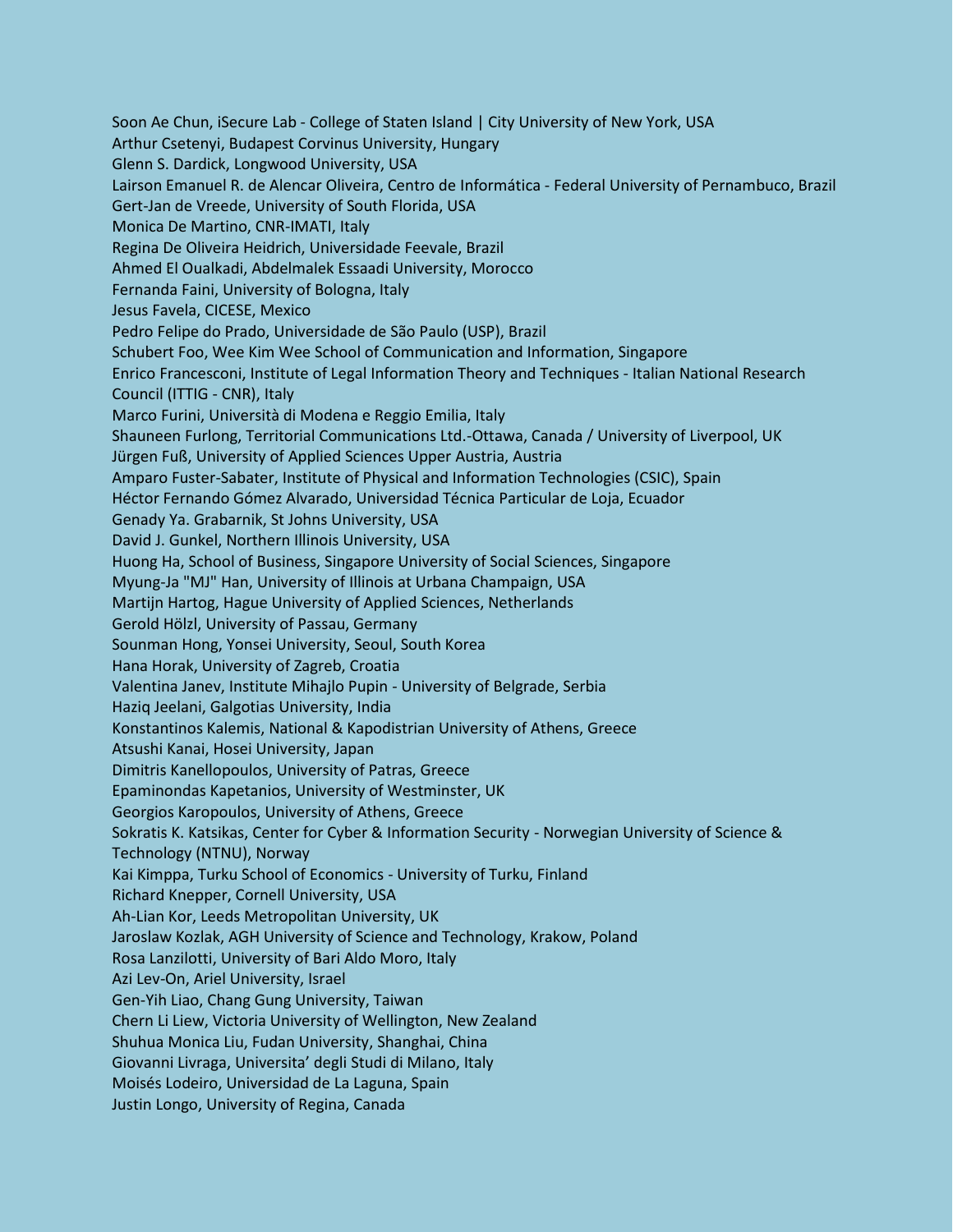Soon Ae Chun, iSecure Lab - College of Staten Island | City University of New York, USA
Arthur Csetenyi, Budapest Corvinus University, Hungary
Glenn S. Dardick, Longwood University, USA
Lairson Emanuel R. de Alencar Oliveira, Centro de Informática - Federal University of Pernambuco, Brazil
Gert-Jan de Vreede, University of South Florida, USA
Monica De Martino, CNR-IMATI, Italy
Regina De Oliveira Heidrich, Universidade Feevale, Brazil
Ahmed El Oualkadi, Abdelmalek Essaadi University, Morocco
Fernanda Faini, University of Bologna, Italy
Jesus Favela, CICESE, Mexico
Pedro Felipe do Prado, Universidade de São Paulo (USP), Brazil
Schubert Foo, Wee Kim Wee School of Communication and Information, Singapore
Enrico Francesconi, Institute of Legal Information Theory and Techniques - Italian National Research Council (ITTIG - CNR), Italy
Marco Furini, Università di Modena e Reggio Emilia, Italy
Shauneen Furlong, Territorial Communications Ltd.-Ottawa, Canada / University of Liverpool, UK
Jürgen Fuß, University of Applied Sciences Upper Austria, Austria
Amparo Fuster-Sabater, Institute of Physical and Information Technologies (CSIC), Spain
Héctor Fernando Gómez Alvarado, Universidad Técnica Particular de Loja, Ecuador
Genady Ya. Grabarnik, St Johns University, USA
David J. Gunkel, Northern Illinois University, USA
Huong Ha, School of Business, Singapore University of Social Sciences, Singapore
Myung-Ja "MJ" Han, University of Illinois at Urbana Champaign, USA
Martijn Hartog, Hague University of Applied Sciences, Netherlands
Gerold Hölzl, University of Passau, Germany
Sounman Hong, Yonsei University, Seoul, South Korea
Hana Horak, University of Zagreb, Croatia
Valentina Janev, Institute Mihajlo Pupin - University of Belgrade, Serbia
Haziq Jeelani, Galgotias University, India
Konstantinos Kalemis, National & Kapodistrian University of Athens, Greece
Atsushi Kanai, Hosei University, Japan
Dimitris Kanellopoulos, University of Patras, Greece
Epaminondas Kapetanios, University of Westminster, UK
Georgios Karopoulos, University of Athens, Greece
Sokratis K. Katsikas, Center for Cyber & Information Security - Norwegian University of Science & Technology (NTNU), Norway
Kai Kimppa, Turku School of Economics - University of Turku, Finland
Richard Knepper, Cornell University, USA
Ah-Lian Kor, Leeds Metropolitan University, UK
Jaroslaw Kozlak, AGH University of Science and Technology, Krakow, Poland
Rosa Lanzilotti, University of Bari Aldo Moro, Italy
Azi Lev-On, Ariel University, Israel
Gen-Yih Liao, Chang Gung University, Taiwan
Chern Li Liew, Victoria University of Wellington, New Zealand
Shuhua Monica Liu, Fudan University, Shanghai, China
Giovanni Livraga, Universita' degli Studi di Milano, Italy
Moisés Lodeiro, Universidad de La Laguna, Spain
Justin Longo, University of Regina, Canada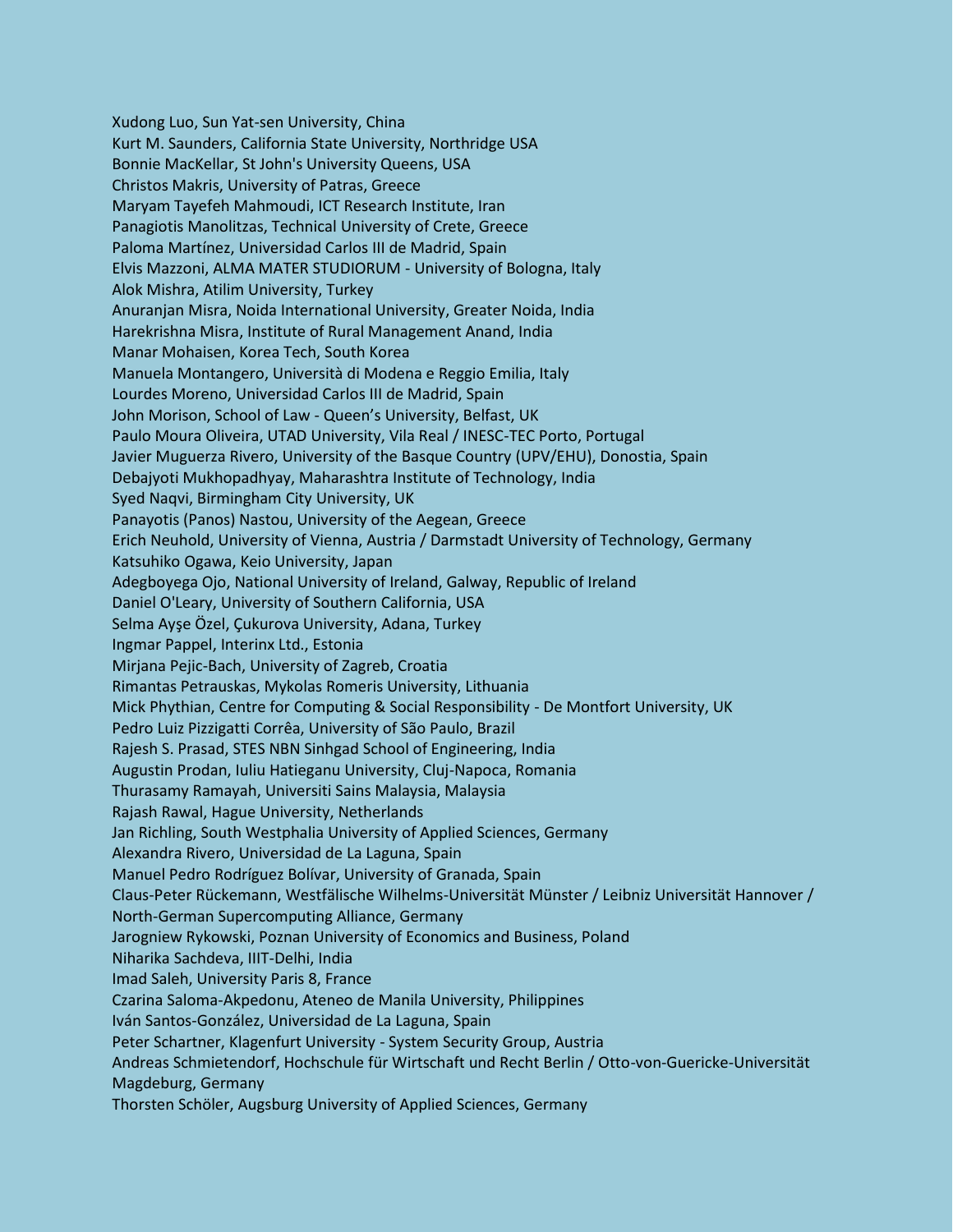Xudong Luo, Sun Yat-sen University, China
Kurt M. Saunders, California State University, Northridge USA
Bonnie MacKellar, St John's University Queens, USA
Christos Makris, University of Patras, Greece
Maryam Tayefeh Mahmoudi, ICT Research Institute, Iran
Panagiotis Manolitzas, Technical University of Crete, Greece
Paloma Martínez, Universidad Carlos III de Madrid, Spain
Elvis Mazzoni, ALMA MATER STUDIORUM - University of Bologna, Italy
Alok Mishra, Atilim University, Turkey
Anuranjan Misra, Noida International University, Greater Noida, India
Harekrishna Misra, Institute of Rural Management Anand, India
Manar Mohaisen, Korea Tech, South Korea
Manuela Montangero, Università di Modena e Reggio Emilia, Italy
Lourdes Moreno, Universidad Carlos III de Madrid, Spain
John Morison, School of Law - Queen's University, Belfast, UK
Paulo Moura Oliveira, UTAD University, Vila Real / INESC-TEC Porto, Portugal
Javier Muguerza Rivero, University of the Basque Country (UPV/EHU), Donostia, Spain
Debajyoti Mukhopadhyay, Maharashtra Institute of Technology, India
Syed Naqvi, Birmingham City University, UK
Panayotis (Panos) Nastou, University of the Aegean, Greece
Erich Neuhold, University of Vienna, Austria / Darmstadt University of Technology, Germany
Katsuhiko Ogawa, Keio University, Japan
Adegboyega Ojo, National University of Ireland, Galway, Republic of Ireland
Daniel O'Leary, University of Southern California, USA
Selma Ayşe Özel, Çukurova University, Adana, Turkey
Ingmar Pappel, Interinx Ltd., Estonia
Mirjana Pejic-Bach, University of Zagreb, Croatia
Rimantas Petrauskas, Mykolas Romeris University, Lithuania
Mick Phythian, Centre for Computing & Social Responsibility - De Montfort University, UK
Pedro Luiz Pizzigatti Corrêa, University of São Paulo, Brazil
Rajesh S. Prasad, STES NBN Sinhgad School of Engineering, India
Augustin Prodan, Iuliu Hatieganu University, Cluj-Napoca, Romania
Thurasamy Ramayah, Universiti Sains Malaysia, Malaysia
Rajash Rawal, Hague University, Netherlands
Jan Richling, South Westphalia University of Applied Sciences, Germany
Alexandra Rivero, Universidad de La Laguna, Spain
Manuel Pedro Rodríguez Bolívar, University of Granada, Spain
Claus-Peter Rückemann, Westfälische Wilhelms-Universität Münster / Leibniz Universität Hannover / North-German Supercomputing Alliance, Germany
Jarogniew Rykowski, Poznan University of Economics and Business, Poland
Niharika Sachdeva, IIIT-Delhi, India
Imad Saleh, University Paris 8, France
Czarina Saloma-Akpedonu, Ateneo de Manila University, Philippines
Iván Santos-González, Universidad de La Laguna, Spain
Peter Schartner, Klagenfurt University - System Security Group, Austria
Andreas Schmietendorf, Hochschule für Wirtschaft und Recht Berlin / Otto-von-Guericke-Universität Magdeburg, Germany
Thorsten Schöler, Augsburg University of Applied Sciences, Germany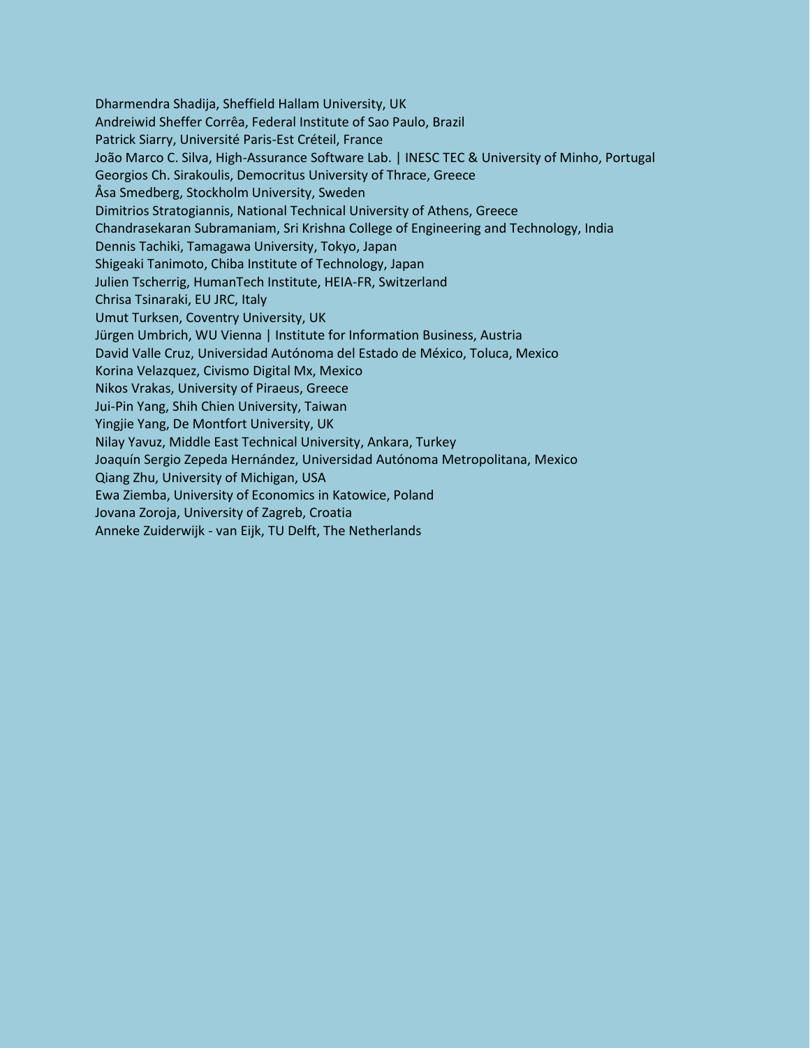Dharmendra Shadija, Sheffield Hallam University, UK
Andreiwid Sheffer Corrêa, Federal Institute of Sao Paulo, Brazil
Patrick Siarry, Université Paris-Est Créteil, France
João Marco C. Silva, High-Assurance Software Lab. | INESC TEC & University of Minho, Portugal
Georgios Ch. Sirakoulis, Democritus University of Thrace, Greece
Åsa Smedberg, Stockholm University, Sweden
Dimitrios Stratogiannis, National Technical University of Athens, Greece
Chandrasekaran Subramaniam, Sri Krishna College of Engineering and Technology, India
Dennis Tachiki, Tamagawa University, Tokyo, Japan
Shigeaki Tanimoto, Chiba Institute of Technology, Japan
Julien Tscherrig, HumanTech Institute, HEIA-FR, Switzerland
Chrisa Tsinaraki, EU JRC, Italy
Umut Turksen, Coventry University, UK
Jürgen Umbrich, WU Vienna | Institute for Information Business, Austria
David Valle Cruz, Universidad Autónoma del Estado de México, Toluca, Mexico
Korina Velazquez, Civismo Digital Mx, Mexico
Nikos Vrakas, University of Piraeus, Greece
Jui-Pin Yang, Shih Chien University, Taiwan
Yingjie Yang, De Montfort University, UK
Nilay Yavuz, Middle East Technical University, Ankara, Turkey
Joaquín Sergio Zepeda Hernández, Universidad Autónoma Metropolitana, Mexico
Qiang Zhu, University of Michigan, USA
Ewa Ziemba, University of Economics in Katowice, Poland
Jovana Zoroja, University of Zagreb, Croatia
Anneke Zuiderwijk - van Eijk, TU Delft, The Netherlands